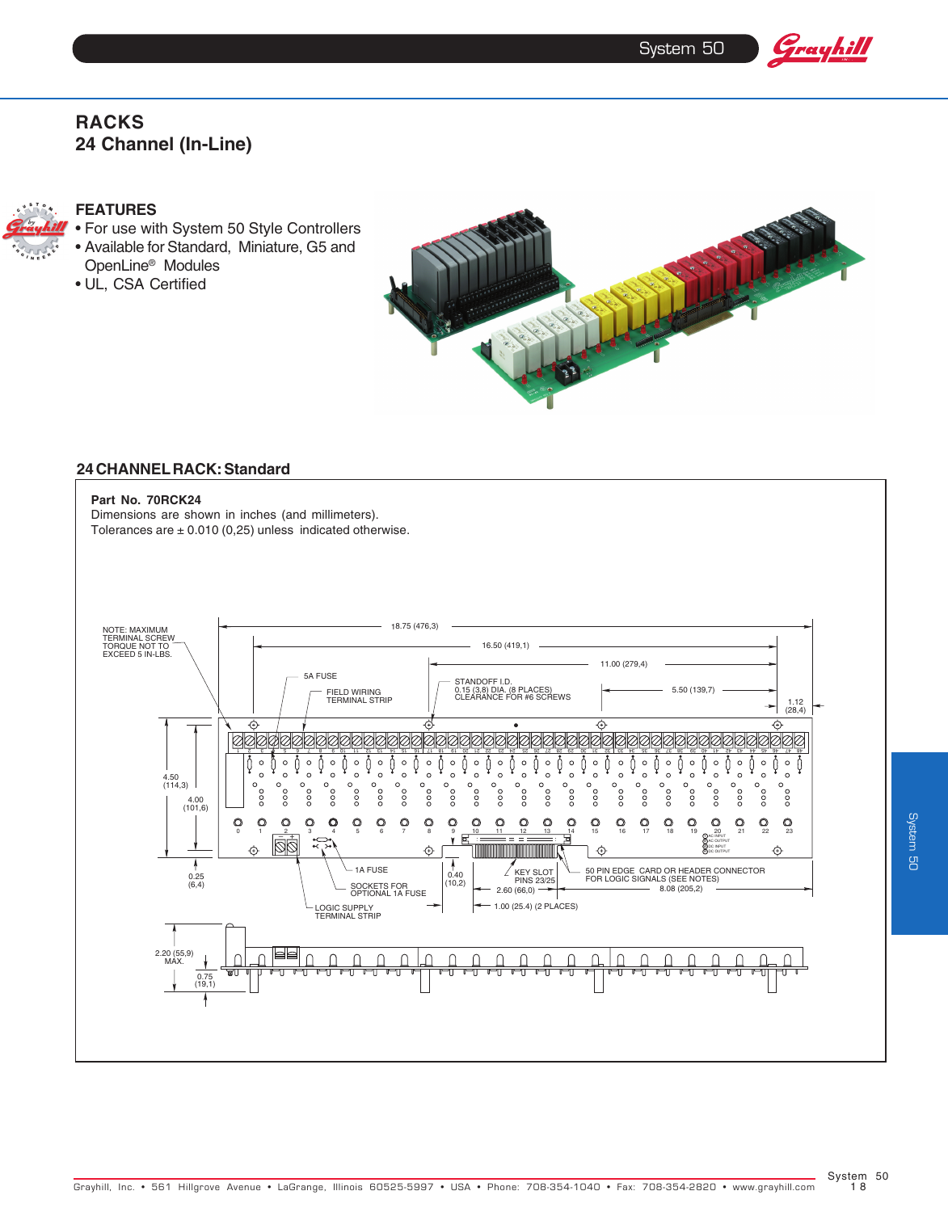# RACKS

## 24 Channel (In-Line)

### FEATURES

- For use with System 50 Style Controllers
- Available for Standard, Miniature, G5 and OpenLine® Modules
- UL, CSA Certified

## 24 CHANNEL RACK: Standard

**Part No. 70RCK24**

Dimensions are shown in inches (and millimeters).

Tolerances are ± 0.010 (0,25) unless indicated otherwise.

NOTE: MAXIMUM TERMINAL SCREW TORQUE NOT TO EXCEED 5 IN-LBS.

18.75 (476,3)

16.50 (419,1)

11.00 (279,4)

5A FUSE

FIELD WIRING TERMINAL STRIP

STANDOFF I.D. 0.15 (3,8) DIA. (8 PLACES) CLEARANCE FOR #6 SCREWS

5.50 (139,7)

1.12 (28,4)

4.50 (114,3)

4.00 (101,6)

0.25 (6,4)

1A FUSE

SOCKETS FOR OPTIONAL 1A FUSE

LOGIC SUPPLY TERMINAL STRIP

0.40 (10,2)

KEY SLOT PINS 23/25

2.60 (66,0)

1.00 (25.4) (2 PLACES)

50 PIN EDGE CARD OR HEADER CONNECTOR FOR LOGIC SIGNALS (SEE NOTES)

8.08 (205,2)

AC INPUT
AC OUTPUT
DC INPUT
DC OUTPUT

2.20 (55,9) MAX.

0.75 (19,1)

Grayhill, Inc. • 561 Hillgrove Avenue • LaGrange, Illinois 60525-5997 • USA • Phone: 708-354-1040 • Fax: 708-354-2820 • www.grayhill.com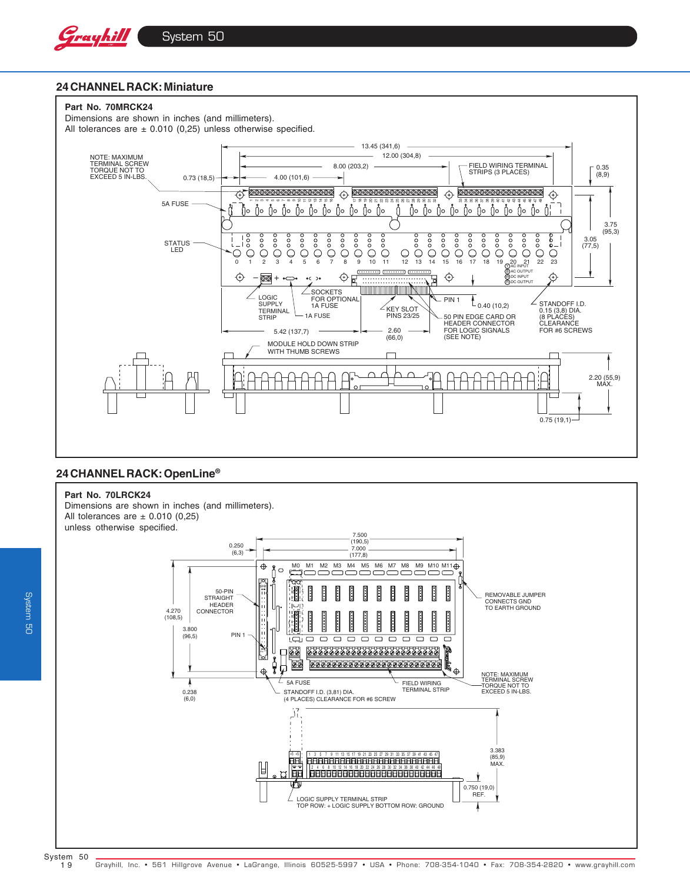## 24 CHANNEL RACK: Miniature

**Part No. 70MRCK24**

Dimensions are shown in inches (and millimeters).
All tolerances are ± 0.010 (0,25) unless otherwise specified.

NOTE: MAXIMUM TERMINAL SCREW TORQUE NOT TO EXCEED 5 IN-LBS.

13.45 (341,6)
12.00 (304,8)
8.00 (203,2)
4.00 (101,6)
0.73 (18,5)
0.35 (8,9)
3.75 (95,3)
3.05 (77,5)
0.40 (10,2)
5.42 (137,7)
2.60 (66,0)
2.20 (55,9) MAX.
0.75 (19,1)

FIELD WIRING TERMINAL STRIPS (3 PLACES)
5A FUSE
STATUS LED
LOGIC SUPPLY TERMINAL STRIP
SOCKETS FOR OPTIONAL 1A FUSE
1A FUSE
KEY SLOT PINS 23/25
PIN 1
50 PIN EDGE CARD OR HEADER CONNECTOR FOR LOGIC SIGNALS (SEE NOTE)
STANDOFF I.D. 0.15 (3,8) DIA. (8 PLACES) CLEARANCE FOR #6 SCREWS
MODULE HOLD DOWN STRIP WITH THUMB SCREWS
AC INPUT
AC OUTPUT
DC INPUT
DC OUTPUT

## 24 CHANNEL RACK: OpenLine®

**Part No. 70LRCK24**

Dimensions are shown in inches (and millimeters).
All tolerances are ± 0.010 (0,25)
unless otherwise specified.

7.500 (190,5)
7.000 (177,8)
0.250 (6,3)
4.270 (108,5)
3.800 (96,5)
0.238 (6,0)
3.383 (85,9) MAX.
0.750 (19,0) REF.

50-PIN STRAIGHT HEADER CONNECTOR
PIN 1
REMOVABLE JUMPER CONNECTS GND TO EARTH GROUND
NOTE: MAXIMUM TERMINAL SCREW TORQUE NOT TO EXCEED 5 IN-LBS.
5A FUSE
FIELD WIRING TERMINAL STRIP
STANDOFF I.D. (3,81) DIA. (4 PLACES) CLEARANCE FOR #6 SCREW
LOGIC SUPPLY TERMINAL STRIP
TOP ROW: + LOGIC SUPPLY BOTTOM ROW: GROUND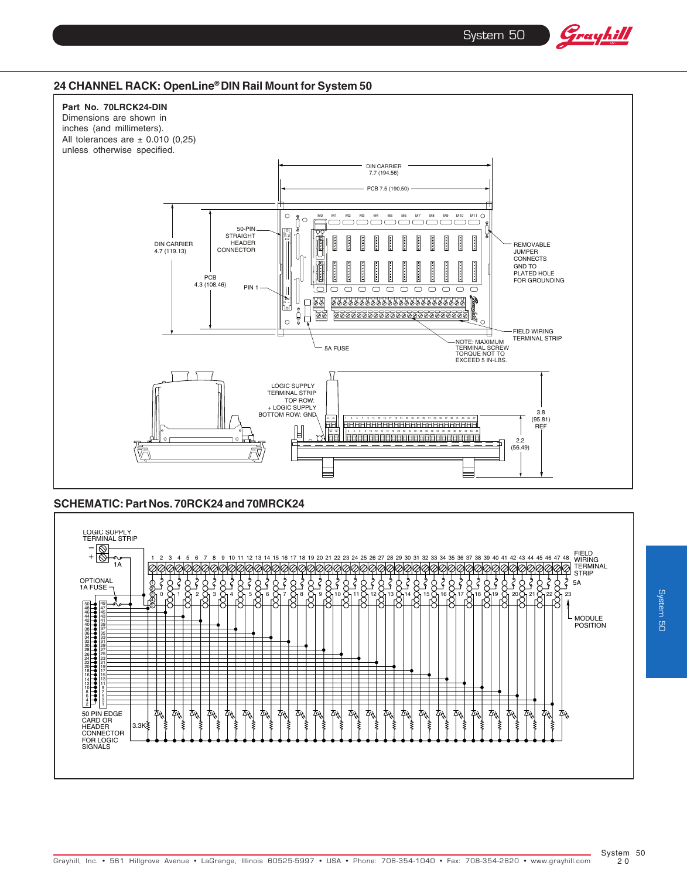## 24 CHANNEL RACK: OpenLine® DIN Rail Mount for System 50

**Part No. 70LRCK24-DIN**
Dimensions are shown in inches (and millimeters).
All tolerances are ± 0.010 (0,25) unless otherwise specified.

DIN CARRIER 7.7 (194.56)

PCB 7.5 (190.50)

DIN CARRIER 4.7 (119.13)

PCB 4.3 (108.46)

50-PIN STRAIGHT HEADER CONNECTOR

PIN 1

5A FUSE

REMOVABLE JUMPER CONNECTS GND TO PLATED HOLE FOR GROUNDING

FIELD WIRING TERMINAL STRIP

NOTE: MAXIMUM TERMINAL SCREW TORQUE NOT TO EXCEED 5 IN-LBS.

LOGIC SUPPLY TERMINAL STRIP TOP ROW: + LOGIC SUPPLY BOTTOM ROW: GND

3.8 (95.81) REF

2.2 (56.49)

## SCHEMATIC: Part Nos. 70RCK24 and 70MRCK24

LOGIC SUPPLY TERMINAL STRIP

1A

OPTIONAL 1A FUSE

FIELD WIRING TERMINAL STRIP

5A

MODULE POSITION

50 PIN EDGE CARD OR HEADER CONNECTOR FOR LOGIC SIGNALS

3.3K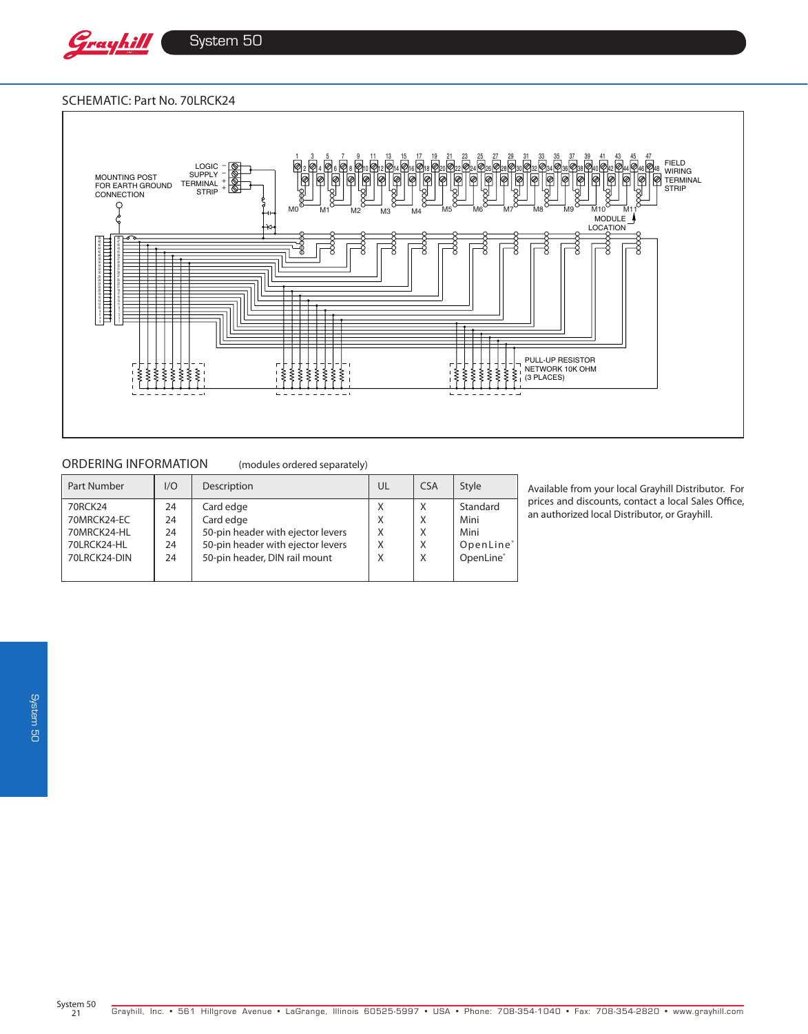## SCHEMATIC: Part No. 70LRCK24

MOUNTING POST FOR EARTH GROUND CONNECTION

LOGIC SUPPLY TERMINAL STRIP

FIELD WIRING TERMINAL STRIP

MODULE LOCATION

M0 M1 M2 M3 M4 M5 M6 M7 M8 M9 M10 M11

PULL-UP RESISTOR NETWORK 10K OHM (3 PLACES)

## ORDERING INFORMATION (modules ordered separately)

| Part Number | I/O | Description | UL | CSA | Style |
|---|---|---|---|---|---|
| 70RCK24 | 24 | Card edge | X | X | Standard |
| 70MRCK24-EC | 24 | Card edge | X | X | Mini |
| 70MRCK24-HL | 24 | 50-pin header with ejector levers | X | X | Mini |
| 70LRCK24-HL | 24 | 50-pin header with ejector levers | X | X | OpenLine® |
| 70LRCK24-DIN | 24 | 50-pin header, DIN rail mount | X | X | OpenLine® |

Available from your local Grayhill Distributor. For prices and discounts, contact a local Sales Office, an authorized local Distributor, or Grayhill.

Grayhill, Inc. • 561 Hillgrove Avenue • LaGrange, Illinois 60525-5997 • USA • Phone: 708-354-1040 • Fax: 708-354-2820 • www.grayhill.com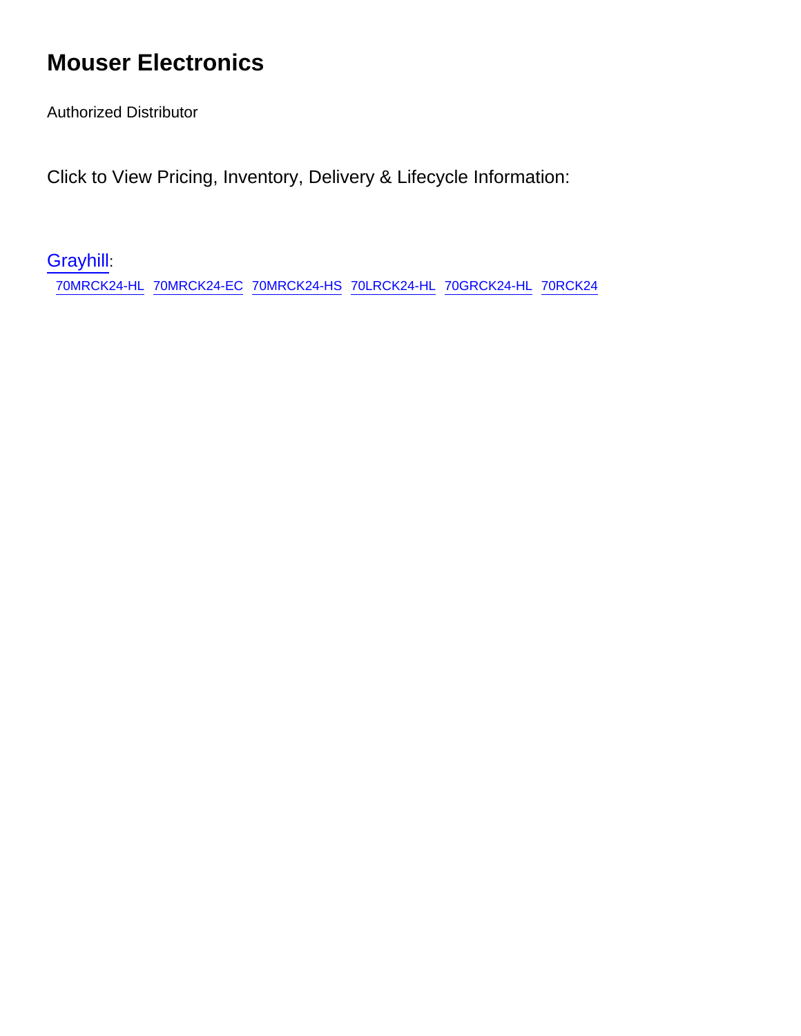# Mouser Electronics

Authorized Distributor

Click to View Pricing, Inventory, Delivery & Lifecycle Information:

Grayhill:

70MRCK24-HL 70MRCK24-EC 70MRCK24-HS 70LRCK24-HL 70GRCK24-HL 70RCK24